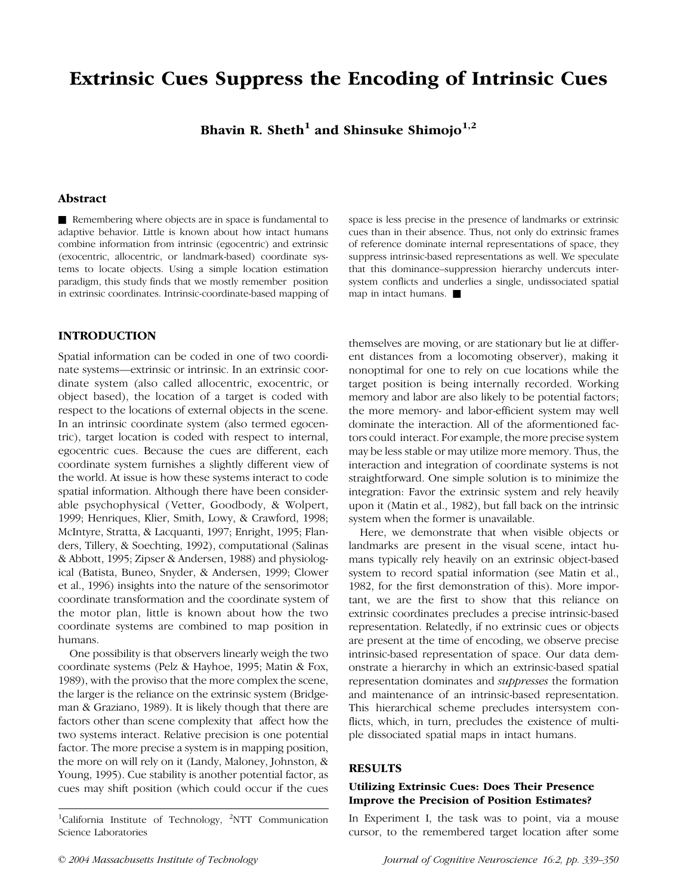# Extrinsic Cues Suppress the Encoding of Intrinsic Cues

**Bhavin R. Sheth[1] and Shinsuke Shimojo[1,2]**

## Abstract

■ Remembering where objects are in space is fundamental to adaptive behavior. Little is known about how intact humans combine information from intrinsic (egocentric) and extrinsic (exocentric, allocentric, or landmark-based) coordinate systems to locate objects. Using a simple location estimation paradigm, this study finds that we mostly remember position in extrinsic coordinates. Intrinsic-coordinate-based mapping of space is less precise in the presence of landmarks or extrinsic cues than in their absence. Thus, not only do extrinsic frames of reference dominate internal representations of space, they suppress intrinsic-based representations as well. We speculate that this dominance–suppression hierarchy undercuts intersystem conflicts and underlies a single, undissociated spatial map in intact humans. ■

## INTRODUCTION

Spatial information can be coded in one of two coordinate systems—extrinsic or intrinsic. In an extrinsic coordinate system (also called allocentric, exocentric, or object based), the location of a target is coded with respect to the locations of external objects in the scene. In an intrinsic coordinate system (also termed egocentric), target location is coded with respect to internal, egocentric cues. Because the cues are different, each coordinate system furnishes a slightly different view of the world. At issue is how these systems interact to code spatial information. Although there have been considerable psychophysical (Vetter, Goodbody, & Wolpert, 1999; Henriques, Klier, Smith, Lowy, & Crawford, 1998; McIntyre, Stratta, & Lacquanti, 1997; Enright, 1995; Flanders, Tillery, & Soechting, 1992), computational (Salinas & Abbott, 1995; Zipser & Andersen, 1988) and physiological (Batista, Buneo, Snyder, & Andersen, 1999; Clower et al., 1996) insights into the nature of the sensorimotor coordinate transformation and the coordinate system of the motor plan, little is known about how the two coordinate systems are combined to map position in humans.

One possibility is that observers linearly weigh the two coordinate systems (Pelz & Hayhoe, 1995; Matin & Fox, 1989), with the proviso that the more complex the scene, the larger is the reliance on the extrinsic system (Bridgeman & Graziano, 1989). It is likely though that there are factors other than scene complexity that affect how the two systems interact. Relative precision is one potential factor. The more precise a system is in mapping position, the more on will rely on it (Landy, Maloney, Johnston, & Young, 1995). Cue stability is another potential factor, as cues may shift position (which could occur if the cues themselves are moving, or are stationary but lie at different distances from a locomoting observer), making it nonoptimal for one to rely on cue locations while the target position is being internally recorded. Working memory and labor are also likely to be potential factors; the more memory- and labor-efficient system may well dominate the interaction. All of the aforementioned factors could interact. For example, the more precise system may be less stable or may utilize more memory. Thus, the interaction and integration of coordinate systems is not straightforward. One simple solution is to minimize the integration: Favor the extrinsic system and rely heavily upon it (Matin et al., 1982), but fall back on the intrinsic system when the former is unavailable.

Here, we demonstrate that when visible objects or landmarks are present in the visual scene, intact humans typically rely heavily on an extrinsic object-based system to record spatial information (see Matin et al., 1982, for the first demonstration of this). More important, we are the first to show that this reliance on extrinsic coordinates precludes a precise intrinsic-based representation. Relatedly, if no extrinsic cues or objects are present at the time of encoding, we observe precise intrinsic-based representation of space. Our data demonstrate a hierarchy in which an extrinsic-based spatial representation dominates and *suppresses* the formation and maintenance of an intrinsic-based representation. This hierarchical scheme precludes intersystem conflicts, which, in turn, precludes the existence of multiple dissociated spatial maps in intact humans.

## RESULTS

### Utilizing Extrinsic Cues: Does Their Presence Improve the Precision of Position Estimates?

In Experiment I, the task was to point, via a mouse cursor, to the remembered target location after some

[1]California Institute of Technology, [2]NTT Communication Science Laboratories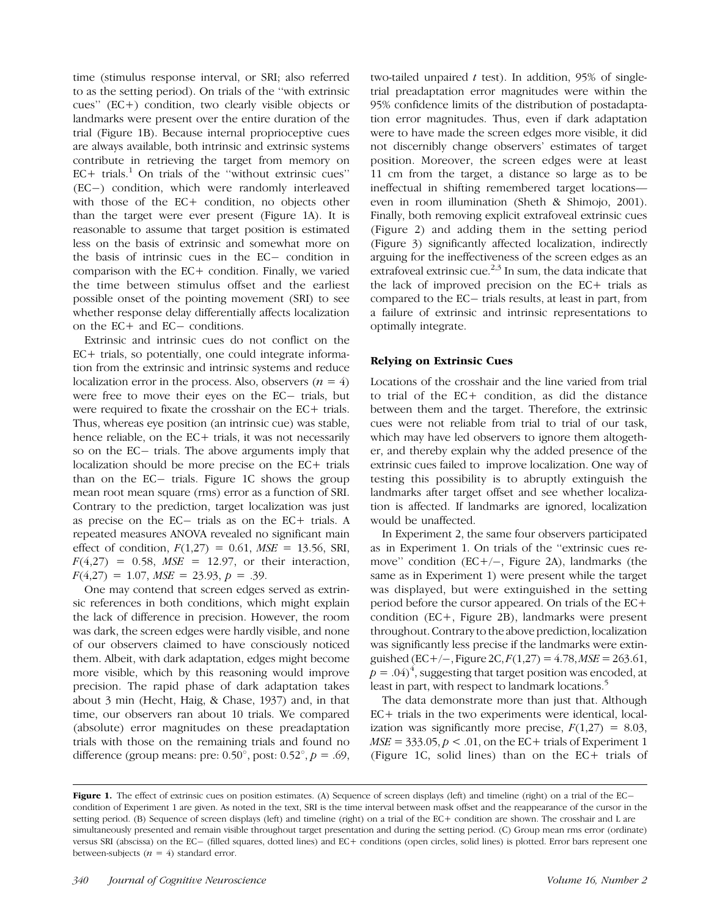time (stimulus response interval, or SRI; also referred to as the setting period). On trials of the "with extrinsic cues" (EC+) condition, two clearly visible objects or landmarks were present over the entire duration of the trial (Figure 1B). Because internal proprioceptive cues are always available, both intrinsic and extrinsic systems contribute in retrieving the target from memory on EC+ trials.[1] On trials of the "without extrinsic cues" (EC−) condition, which were randomly interleaved with those of the EC+ condition, no objects other than the target were ever present (Figure 1A). It is reasonable to assume that target position is estimated less on the basis of extrinsic and somewhat more on the basis of intrinsic cues in the EC− condition in comparison with the EC+ condition. Finally, we varied the time between stimulus offset and the earliest possible onset of the pointing movement (SRI) to see whether response delay differentially affects localization on the EC+ and EC− conditions.

Extrinsic and intrinsic cues do not conflict on the EC+ trials, so potentially, one could integrate information from the extrinsic and intrinsic systems and reduce localization error in the process. Also, observers ($n = 4$) were free to move their eyes on the EC− trials, but were required to fixate the crosshair on the EC+ trials. Thus, whereas eye position (an intrinsic cue) was stable, hence reliable, on the EC+ trials, it was not necessarily so on the EC− trials. The above arguments imply that localization should be more precise on the EC+ trials than on the EC− trials. Figure 1C shows the group mean root mean square (rms) error as a function of SRI. Contrary to the prediction, target localization was just as precise on the EC− trials as on the EC+ trials. A repeated measures ANOVA revealed no significant main effect of condition, $F(1,27) = 0.61$, $MSE = 13.56$, SRI, $F(4,27) = 0.58$, $MSE = 12.97$, or their interaction, $F(4,27) = 1.07$, $MSE = 23.93$, $p = .39$.

One may contend that screen edges served as extrinsic references in both conditions, which might explain the lack of difference in precision. However, the room was dark, the screen edges were hardly visible, and none of our observers claimed to have consciously noticed them. Albeit, with dark adaptation, edges might become more visible, which by this reasoning would improve precision. The rapid phase of dark adaptation takes about 3 min (Hecht, Haig, & Chase, 1937) and, in that time, our observers ran about 10 trials. We compared (absolute) error magnitudes on these preadaptation trials with those on the remaining trials and found no difference (group means: pre: 0.50°, post: 0.52°, $p = .69$, two-tailed unpaired $t$ test). In addition, 95% of single-trial preadaptation error magnitudes were within the 95% confidence limits of the distribution of postadaptation error magnitudes. Thus, even if dark adaptation were to have made the screen edges more visible, it did not discernibly change observers' estimates of target position. Moreover, the screen edges were at least 11 cm from the target, a distance so large as to be ineffectual in shifting remembered target locations—even in room illumination (Sheth & Shimojo, 2001). Finally, both removing explicit extrafoveal extrinsic cues (Figure 2) and adding them in the setting period (Figure 3) significantly affected localization, indirectly arguing for the ineffectiveness of the screen edges as an extrafoveal extrinsic cue.[2,3] In sum, the data indicate that the lack of improved precision on the EC+ trials as compared to the EC− trials results, at least in part, from a failure of extrinsic and intrinsic representations to optimally integrate.

## Relying on Extrinsic Cues

Locations of the crosshair and the line varied from trial to trial of the EC+ condition, as did the distance between them and the target. Therefore, the extrinsic cues were not reliable from trial to trial of our task, which may have led observers to ignore them altogether, and thereby explain why the added presence of the extrinsic cues failed to improve localization. One way of testing this possibility is to abruptly extinguish the landmarks after target offset and see whether localization is affected. If landmarks are ignored, localization would be unaffected.

In Experiment 2, the same four observers participated as in Experiment 1. On trials of the "extrinsic cues remove" condition (EC+/−, Figure 2A), landmarks (the same as in Experiment 1) were present while the target was displayed, but were extinguished in the setting period before the cursor appeared. On trials of the EC+ condition (EC+, Figure 2B), landmarks were present throughout. Contrary to the above prediction, localization was significantly less precise if the landmarks were extinguished (EC+/−, Figure 2C, $F(1,27) = 4.78$, $MSE = 263.61$, $p = .04$)[4], suggesting that target position was encoded, at least in part, with respect to landmark locations.[5]

The data demonstrate more than just that. Although EC+ trials in the two experiments were identical, localization was significantly more precise, $F(1,27) = 8.03$, $MSE = 333.05$, $p < .01$, on the EC+ trials of Experiment 1 (Figure 1C, solid lines) than on the EC+ trials of

**Figure 1.** The effect of extrinsic cues on position estimates. (A) Sequence of screen displays (left) and timeline (right) on a trial of the EC− condition of Experiment 1 are given. As noted in the text, SRI is the time interval between mask offset and the reappearance of the cursor in the setting period. (B) Sequence of screen displays (left) and timeline (right) on a trial of the EC+ condition are shown. The crosshair and L are simultaneously presented and remain visible throughout target presentation and during the setting period. (C) Group mean rms error (ordinate) versus SRI (abscissa) on the EC− (filled squares, dotted lines) and EC+ conditions (open circles, solid lines) is plotted. Error bars represent one between-subjects ($n = 4$) standard error.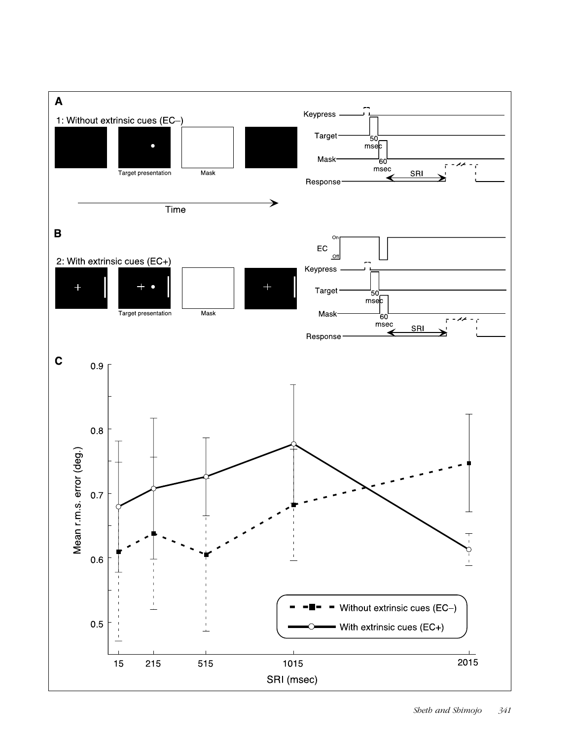**A**

1: Without extrinsic cues (EC–)

Target presentation

Mask

Time

Keypress

Target

50 msec

Mask

60 msec

SRI

Response

**B**

2: With extrinsic cues (EC+)

Target presentation

Mask

EC

On

Off

Keypress

Target

50 msec

Mask

60 msec

SRI

Response

**C**

Mean r.m.s. error (deg.)

0.9

0.8

0.7

0.6

0.5

15 215 515 1015 2015

SRI (msec)

Without extrinsic cues (EC–)

With extrinsic cues (EC+)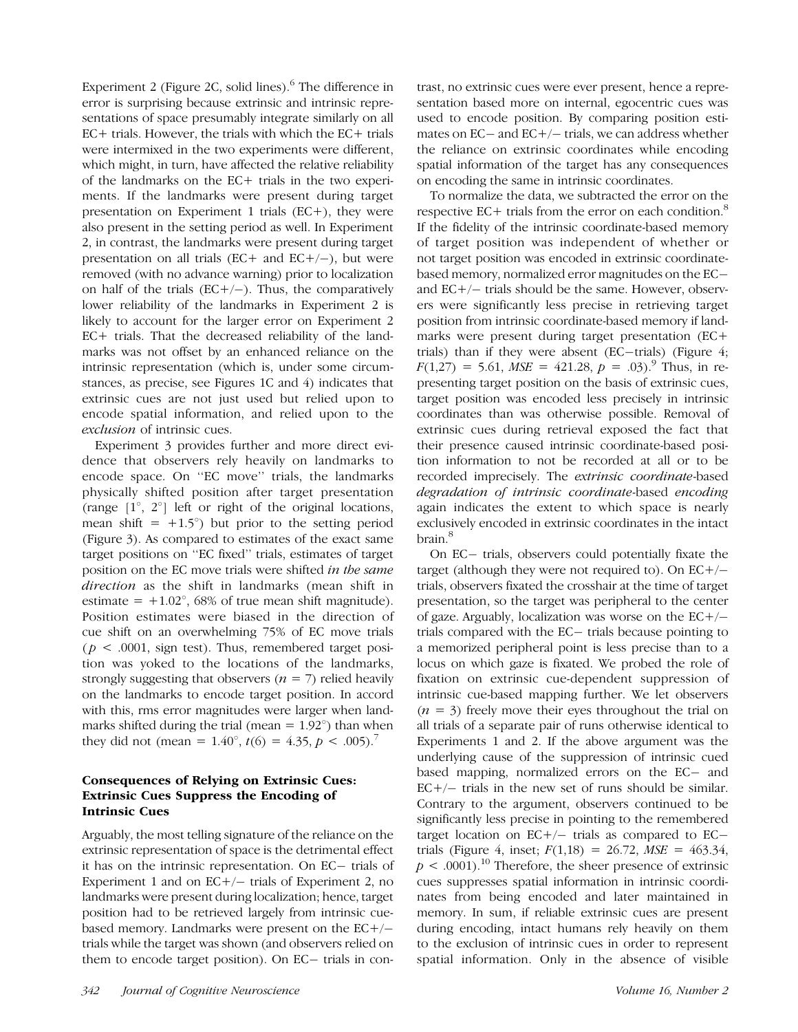Experiment 2 (Figure 2C, solid lines).[6] The difference in error is surprising because extrinsic and intrinsic representations of space presumably integrate similarly on all EC+ trials. However, the trials with which the EC+ trials were intermixed in the two experiments were different, which might, in turn, have affected the relative reliability of the landmarks on the EC+ trials in the two experiments. If the landmarks were present during target presentation on Experiment 1 trials (EC+), they were also present in the setting period as well. In Experiment 2, in contrast, the landmarks were present during target presentation on all trials (EC+ and EC+/−), but were removed (with no advance warning) prior to localization on half of the trials (EC+/−). Thus, the comparatively lower reliability of the landmarks in Experiment 2 is likely to account for the larger error on Experiment 2 EC+ trials. That the decreased reliability of the landmarks was not offset by an enhanced reliance on the intrinsic representation (which is, under some circumstances, as precise, see Figures 1C and 4) indicates that extrinsic cues are not just used but relied upon to encode spatial information, and relied upon to the *exclusion* of intrinsic cues.

Experiment 3 provides further and more direct evidence that observers rely heavily on landmarks to encode space. On "EC move" trials, the landmarks physically shifted position after target presentation (range [1°, 2°] left or right of the original locations, mean shift = +1.5°) but prior to the setting period (Figure 3). As compared to estimates of the exact same target positions on "EC fixed" trials, estimates of target position on the EC move trials were shifted *in the same direction* as the shift in landmarks (mean shift in estimate = +1.02°, 68% of true mean shift magnitude). Position estimates were biased in the direction of cue shift on an overwhelming 75% of EC move trials ($p < .0001$, sign test). Thus, remembered target position was yoked to the locations of the landmarks, strongly suggesting that observers ($n = 7$) relied heavily on the landmarks to encode target position. In accord with this, rms error magnitudes were larger when landmarks shifted during the trial (mean = 1.92°) than when they did not (mean = 1.40°, $t(6) = 4.35$, $p < .005$).[7]

### Consequences of Relying on Extrinsic Cues: Extrinsic Cues Suppress the Encoding of Intrinsic Cues

Arguably, the most telling signature of the reliance on the extrinsic representation of space is the detrimental effect it has on the intrinsic representation. On EC− trials of Experiment 1 and on EC+/− trials of Experiment 2, no landmarks were present during localization; hence, target position had to be retrieved largely from intrinsic cue-based memory. Landmarks were present on the EC+/− trials while the target was shown (and observers relied on them to encode target position). On EC− trials in contrast, no extrinsic cues were ever present, hence a representation based more on internal, egocentric cues was used to encode position. By comparing position estimates on EC− and EC+/− trials, we can address whether the reliance on extrinsic coordinates while encoding spatial information of the target has any consequences on encoding the same in intrinsic coordinates.

To normalize the data, we subtracted the error on the respective EC+ trials from the error on each condition.[8] If the fidelity of the intrinsic coordinate-based memory of target position was independent of whether or not target position was encoded in extrinsic coordinate-based memory, normalized error magnitudes on the EC− and EC+/− trials should be the same. However, observers were significantly less precise in retrieving target position from intrinsic coordinate-based memory if landmarks were present during target presentation (EC+ trials) than if they were absent (EC−trials) (Figure 4; $F(1,27) = 5.61$, $MSE = 421.28$, $p = .03$).[9] Thus, in representing target position on the basis of extrinsic cues, target position was encoded less precisely in intrinsic coordinates than was otherwise possible. Removal of extrinsic cues during retrieval exposed the fact that their presence caused intrinsic coordinate-based position information to not be recorded at all or to be recorded imprecisely. The *extrinsic coordinate*-based *degradation of intrinsic coordinate*-based *encoding* again indicates the extent to which space is nearly exclusively encoded in extrinsic coordinates in the intact brain.[8]

On EC− trials, observers could potentially fixate the target (although they were not required to). On EC+/− trials, observers fixated the crosshair at the time of target presentation, so the target was peripheral to the center of gaze. Arguably, localization was worse on the EC+/− trials compared with the EC− trials because pointing to a memorized peripheral point is less precise than to a locus on which gaze is fixated. We probed the role of fixation on extrinsic cue-dependent suppression of intrinsic cue-based mapping further. We let observers ($n = 3$) freely move their eyes throughout the trial on all trials of a separate pair of runs otherwise identical to Experiments 1 and 2. If the above argument was the underlying cause of the suppression of intrinsic cued based mapping, normalized errors on the EC− and EC+/− trials in the new set of runs should be similar. Contrary to the argument, observers continued to be significantly less precise in pointing to the remembered target location on EC+/− trials as compared to EC− trials (Figure 4, inset; $F(1,18) = 26.72$, $MSE = 463.34$, $p < .0001$).[10] Therefore, the sheer presence of extrinsic cues suppresses spatial information in intrinsic coordinates from being encoded and later maintained in memory. In sum, if reliable extrinsic cues are present during encoding, intact humans rely heavily on them to the exclusion of intrinsic cues in order to represent spatial information. Only in the absence of visible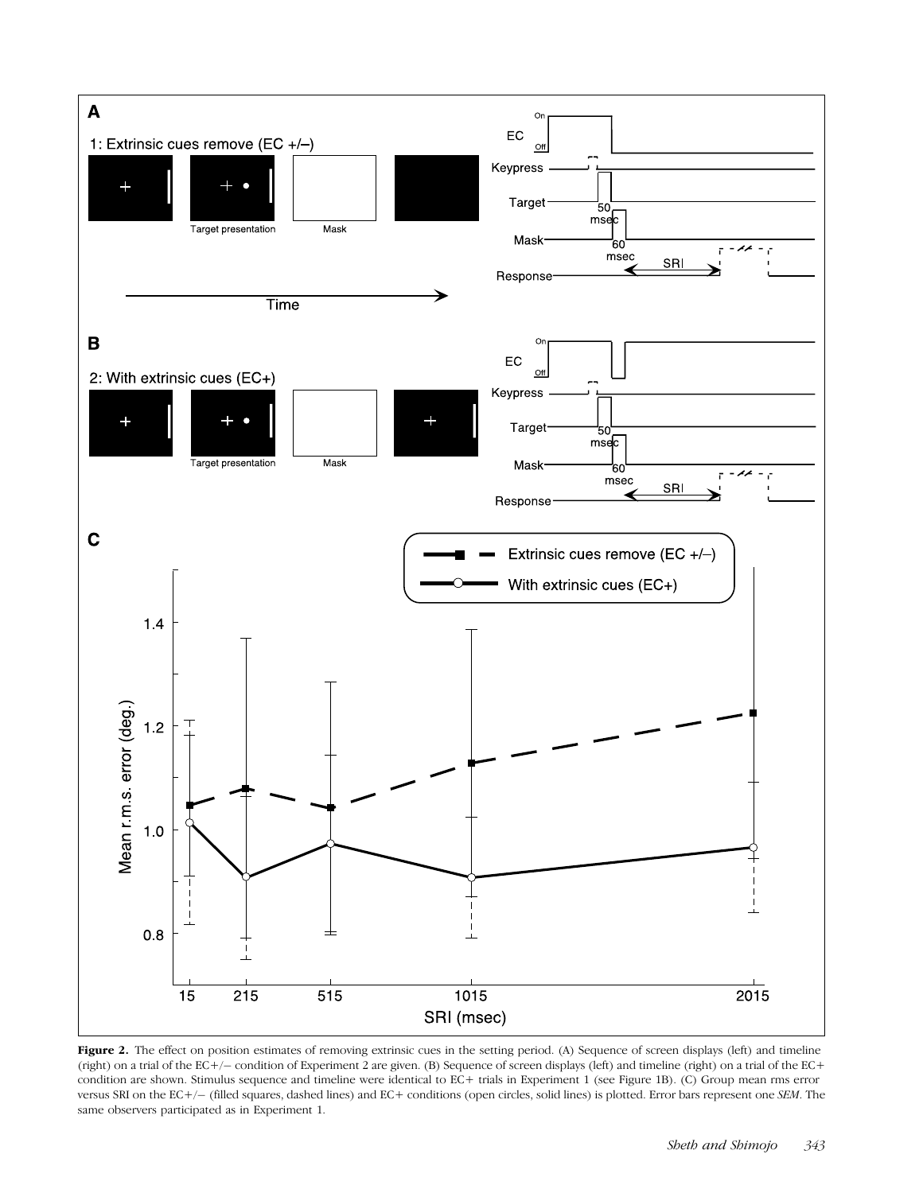**Figure 2.** The effect on position estimates of removing extrinsic cues in the setting period. (A) Sequence of screen displays (left) and timeline (right) on a trial of the EC+/− condition of Experiment 2 are given. (B) Sequence of screen displays (left) and timeline (right) on a trial of the EC+ condition are shown. Stimulus sequence and timeline were identical to EC+ trials in Experiment 1 (see Figure 1B). (C) Group mean rms error versus SRI on the EC+/− (filled squares, dashed lines) and EC+ conditions (open circles, solid lines) is plotted. Error bars represent one *SEM*. The same observers participated as in Experiment 1.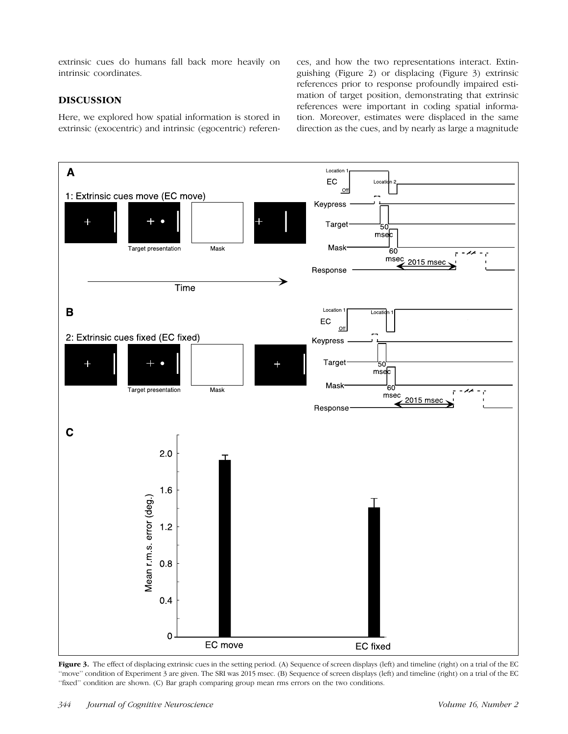extrinsic cues do humans fall back more heavily on intrinsic coordinates.

## DISCUSSION

Here, we explored how spatial information is stored in extrinsic (exocentric) and intrinsic (egocentric) references, and how the two representations interact. Extinguishing (Figure 2) or displacing (Figure 3) extrinsic references prior to response profoundly impaired estimation of target position, demonstrating that extrinsic references were important in coding spatial information. Moreover, estimates were displaced in the same direction as the cues, and by nearly as large a magnitude

**Figure 3.** The effect of displacing extrinsic cues in the setting period. (A) Sequence of screen displays (left) and timeline (right) on a trial of the EC "move" condition of Experiment 3 are given. The SRI was 2015 msec. (B) Sequence of screen displays (left) and timeline (right) on a trial of the EC "fixed" condition are shown. (C) Bar graph comparing group mean rms errors on the two conditions.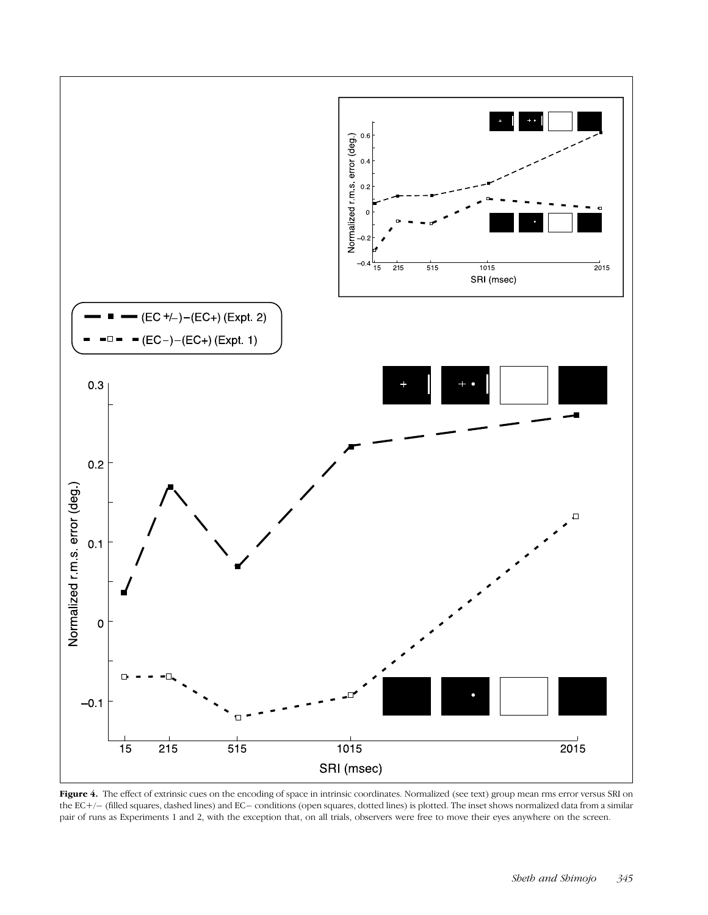**Figure 4.** The effect of extrinsic cues on the encoding of space in intrinsic coordinates. Normalized (see text) group mean rms error versus SRI on the EC+/− (filled squares, dashed lines) and EC− conditions (open squares, dotted lines) is plotted. The inset shows normalized data from a similar pair of runs as Experiments 1 and 2, with the exception that, on all trials, observers were free to move their eyes anywhere on the screen.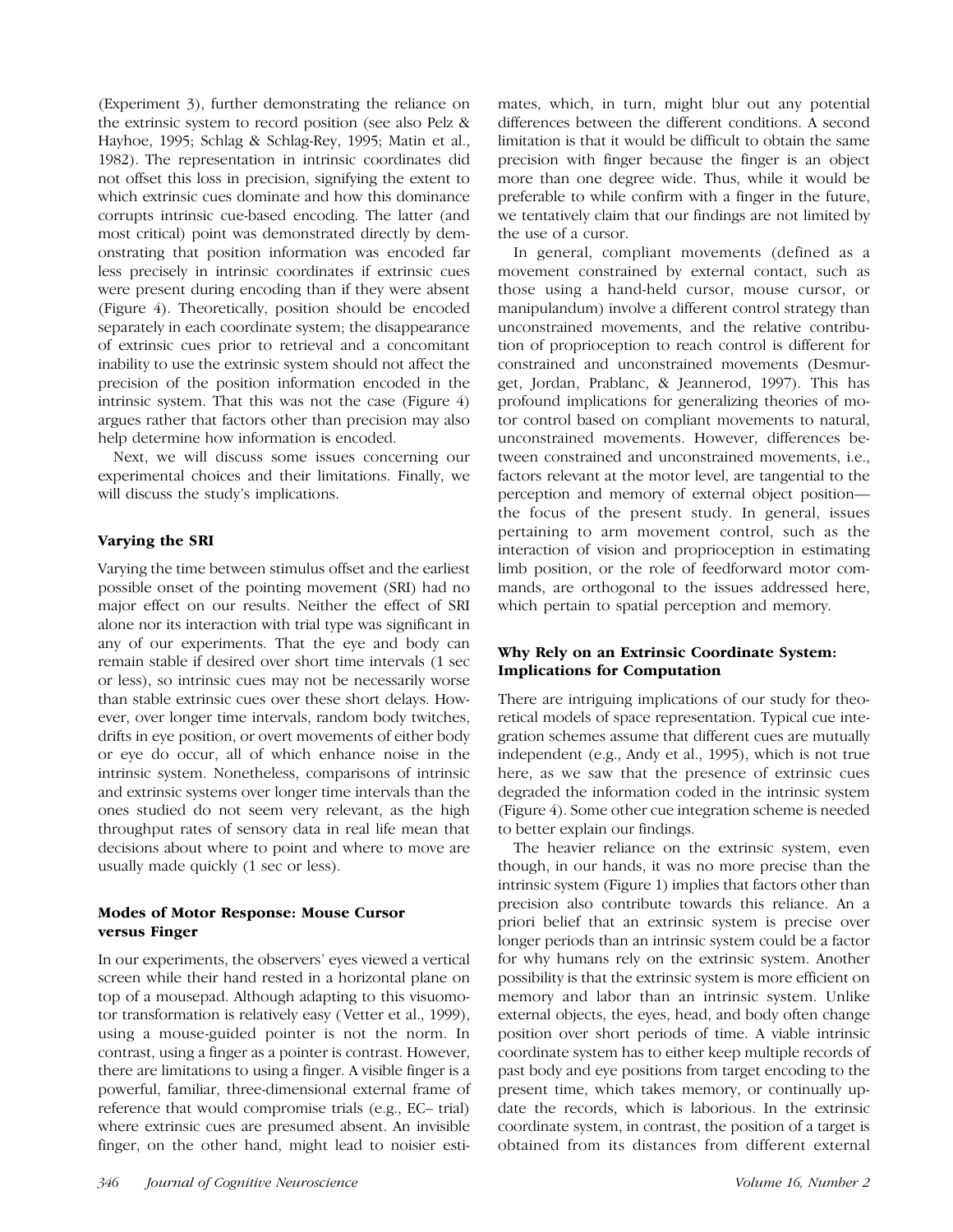(Experiment 3), further demonstrating the reliance on the extrinsic system to record position (see also Pelz & Hayhoe, 1995; Schlag & Schlag-Rey, 1995; Matin et al., 1982). The representation in intrinsic coordinates did not offset this loss in precision, signifying the extent to which extrinsic cues dominate and how this dominance corrupts intrinsic cue-based encoding. The latter (and most critical) point was demonstrated directly by demonstrating that position information was encoded far less precisely in intrinsic coordinates if extrinsic cues were present during encoding than if they were absent (Figure 4). Theoretically, position should be encoded separately in each coordinate system; the disappearance of extrinsic cues prior to retrieval and a concomitant inability to use the extrinsic system should not affect the precision of the position information encoded in the intrinsic system. That this was not the case (Figure 4) argues rather that factors other than precision may also help determine how information is encoded.

Next, we will discuss some issues concerning our experimental choices and their limitations. Finally, we will discuss the study's implications.

## Varying the SRI

Varying the time between stimulus offset and the earliest possible onset of the pointing movement (SRI) had no major effect on our results. Neither the effect of SRI alone nor its interaction with trial type was significant in any of our experiments. That the eye and body can remain stable if desired over short time intervals (1 sec or less), so intrinsic cues may not be necessarily worse than stable extrinsic cues over these short delays. However, over longer time intervals, random body twitches, drifts in eye position, or overt movements of either body or eye do occur, all of which enhance noise in the intrinsic system. Nonetheless, comparisons of intrinsic and extrinsic systems over longer time intervals than the ones studied do not seem very relevant, as the high throughput rates of sensory data in real life mean that decisions about where to point and where to move are usually made quickly (1 sec or less).

## Modes of Motor Response: Mouse Cursor versus Finger

In our experiments, the observers' eyes viewed a vertical screen while their hand rested in a horizontal plane on top of a mousepad. Although adapting to this visuomotor transformation is relatively easy (Vetter et al., 1999), using a mouse-guided pointer is not the norm. In contrast, using a finger as a pointer is contrast. However, there are limitations to using a finger. A visible finger is a powerful, familiar, three-dimensional external frame of reference that would compromise trials (e.g., EC– trial) where extrinsic cues are presumed absent. An invisible finger, on the other hand, might lead to noisier estimates, which, in turn, might blur out any potential differences between the different conditions. A second limitation is that it would be difficult to obtain the same precision with finger because the finger is an object more than one degree wide. Thus, while it would be preferable to while confirm with a finger in the future, we tentatively claim that our findings are not limited by the use of a cursor.

In general, compliant movements (defined as a movement constrained by external contact, such as those using a hand-held cursor, mouse cursor, or manipulandum) involve a different control strategy than unconstrained movements, and the relative contribution of proprioception to reach control is different for constrained and unconstrained movements (Desmurget, Jordan, Prablanc, & Jeannerod, 1997). This has profound implications for generalizing theories of motor control based on compliant movements to natural, unconstrained movements. However, differences between constrained and unconstrained movements, i.e., factors relevant at the motor level, are tangential to the perception and memory of external object position—the focus of the present study. In general, issues pertaining to arm movement control, such as the interaction of vision and proprioception in estimating limb position, or the role of feedforward motor commands, are orthogonal to the issues addressed here, which pertain to spatial perception and memory.

## Why Rely on an Extrinsic Coordinate System: Implications for Computation

There are intriguing implications of our study for theoretical models of space representation. Typical cue integration schemes assume that different cues are mutually independent (e.g., Andy et al., 1995), which is not true here, as we saw that the presence of extrinsic cues degraded the information coded in the intrinsic system (Figure 4). Some other cue integration scheme is needed to better explain our findings.

The heavier reliance on the extrinsic system, even though, in our hands, it was no more precise than the intrinsic system (Figure 1) implies that factors other than precision also contribute towards this reliance. An a priori belief that an extrinsic system is precise over longer periods than an intrinsic system could be a factor for why humans rely on the extrinsic system. Another possibility is that the extrinsic system is more efficient on memory and labor than an intrinsic system. Unlike external objects, the eyes, head, and body often change position over short periods of time. A viable intrinsic coordinate system has to either keep multiple records of past body and eye positions from target encoding to the present time, which takes memory, or continually update the records, which is laborious. In the extrinsic coordinate system, in contrast, the position of a target is obtained from its distances from different external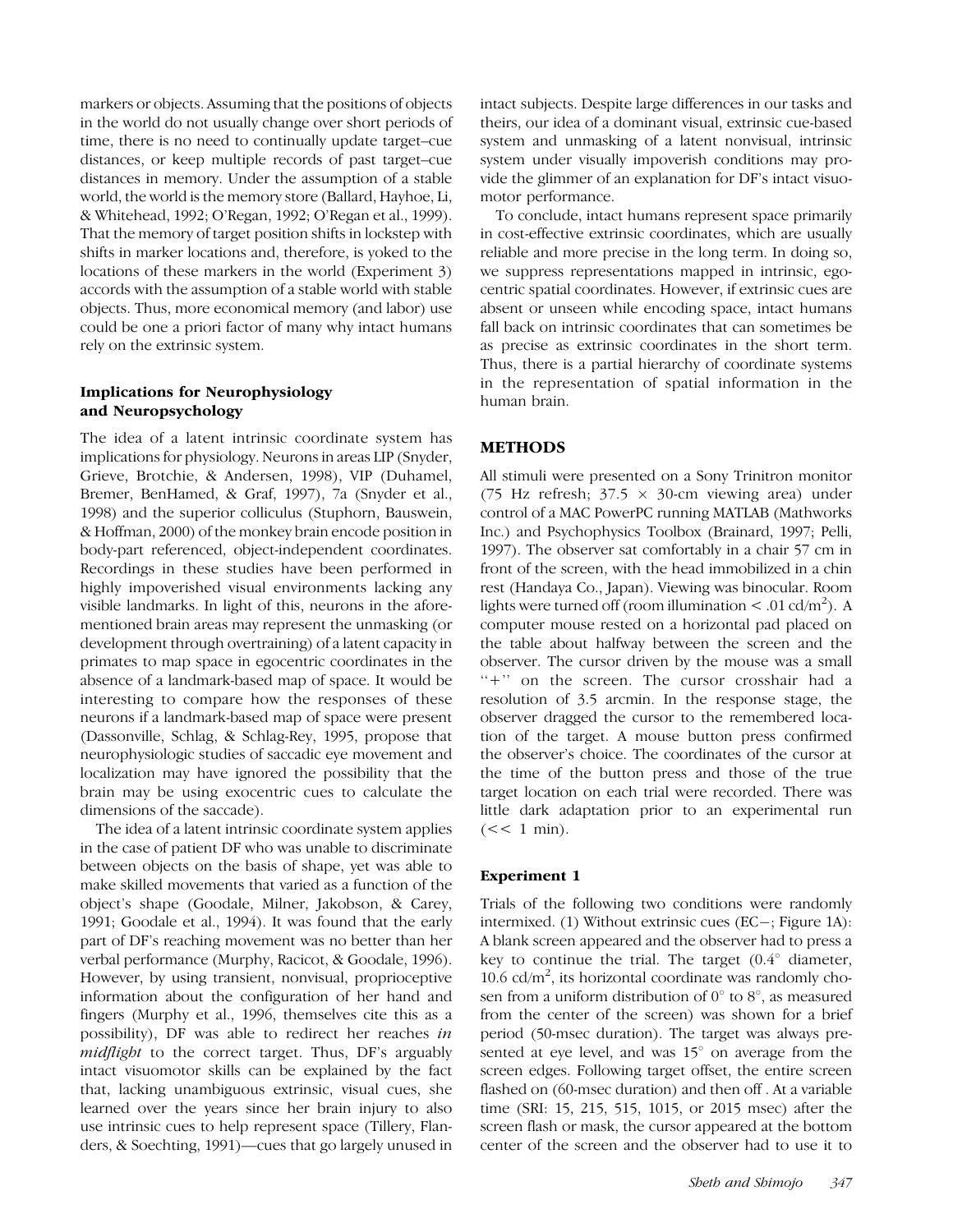markers or objects. Assuming that the positions of objects in the world do not usually change over short periods of time, there is no need to continually update target–cue distances, or keep multiple records of past target–cue distances in memory. Under the assumption of a stable world, the world is the memory store (Ballard, Hayhoe, Li, & Whitehead, 1992; O'Regan, 1992; O'Regan et al., 1999). That the memory of target position shifts in lockstep with shifts in marker locations and, therefore, is yoked to the locations of these markers in the world (Experiment 3) accords with the assumption of a stable world with stable objects. Thus, more economical memory (and labor) use could be one a priori factor of many why intact humans rely on the extrinsic system.

### Implications for Neurophysiology and Neuropsychology

The idea of a latent intrinsic coordinate system has implications for physiology. Neurons in areas LIP (Snyder, Grieve, Brotchie, & Andersen, 1998), VIP (Duhamel, Bremer, BenHamed, & Graf, 1997), 7a (Snyder et al., 1998) and the superior colliculus (Stuphorn, Bauswein, & Hoffman, 2000) of the monkey brain encode position in body-part referenced, object-independent coordinates. Recordings in these studies have been performed in highly impoverished visual environments lacking any visible landmarks. In light of this, neurons in the aforementioned brain areas may represent the unmasking (or development through overtraining) of a latent capacity in primates to map space in egocentric coordinates in the absence of a landmark-based map of space. It would be interesting to compare how the responses of these neurons if a landmark-based map of space were present (Dassonville, Schlag, & Schlag-Rey, 1995, propose that neurophysiologic studies of saccadic eye movement and localization may have ignored the possibility that the brain may be using exocentric cues to calculate the dimensions of the saccade).

The idea of a latent intrinsic coordinate system applies in the case of patient DF who was unable to discriminate between objects on the basis of shape, yet was able to make skilled movements that varied as a function of the object's shape (Goodale, Milner, Jakobson, & Carey, 1991; Goodale et al., 1994). It was found that the early part of DF's reaching movement was no better than her verbal performance (Murphy, Racicot, & Goodale, 1996). However, by using transient, nonvisual, proprioceptive information about the configuration of her hand and fingers (Murphy et al., 1996, themselves cite this as a possibility), DF was able to redirect her reaches *in midflight* to the correct target. Thus, DF's arguably intact visuomotor skills can be explained by the fact that, lacking unambiguous extrinsic, visual cues, she learned over the years since her brain injury to also use intrinsic cues to help represent space (Tillery, Flanders, & Soechting, 1991)—cues that go largely unused in intact subjects. Despite large differences in our tasks and theirs, our idea of a dominant visual, extrinsic cue-based system and unmasking of a latent nonvisual, intrinsic system under visually impoverish conditions may provide the glimmer of an explanation for DF's intact visuomotor performance.

To conclude, intact humans represent space primarily in cost-effective extrinsic coordinates, which are usually reliable and more precise in the long term. In doing so, we suppress representations mapped in intrinsic, egocentric spatial coordinates. However, if extrinsic cues are absent or unseen while encoding space, intact humans fall back on intrinsic coordinates that can sometimes be as precise as extrinsic coordinates in the short term. Thus, there is a partial hierarchy of coordinate systems in the representation of spatial information in the human brain.

## METHODS

All stimuli were presented on a Sony Trinitron monitor (75 Hz refresh; 37.5 × 30-cm viewing area) under control of a MAC PowerPC running MATLAB (Mathworks Inc.) and Psychophysics Toolbox (Brainard, 1997; Pelli, 1997). The observer sat comfortably in a chair 57 cm in front of the screen, with the head immobilized in a chin rest (Handaya Co., Japan). Viewing was binocular. Room lights were turned off (room illumination < .01 cd/m$^2$). A computer mouse rested on a horizontal pad placed on the table about halfway between the screen and the observer. The cursor driven by the mouse was a small "+" on the screen. The cursor crosshair had a resolution of 3.5 arcmin. In the response stage, the observer dragged the cursor to the remembered location of the target. A mouse button press confirmed the observer's choice. The coordinates of the cursor at the time of the button press and those of the true target location on each trial were recorded. There was little dark adaptation prior to an experimental run (<< 1 min).

### Experiment 1

Trials of the following two conditions were randomly intermixed. (1) Without extrinsic cues (EC−; Figure 1A): A blank screen appeared and the observer had to press a key to continue the trial. The target (0.4° diameter, 10.6 cd/m$^2$, its horizontal coordinate was randomly chosen from a uniform distribution of 0° to 8°, as measured from the center of the screen) was shown for a brief period (50-msec duration). The target was always presented at eye level, and was 15° on average from the screen edges. Following target offset, the entire screen flashed on (60-msec duration) and then off . At a variable time (SRI: 15, 215, 515, 1015, or 2015 msec) after the screen flash or mask, the cursor appeared at the bottom center of the screen and the observer had to use it to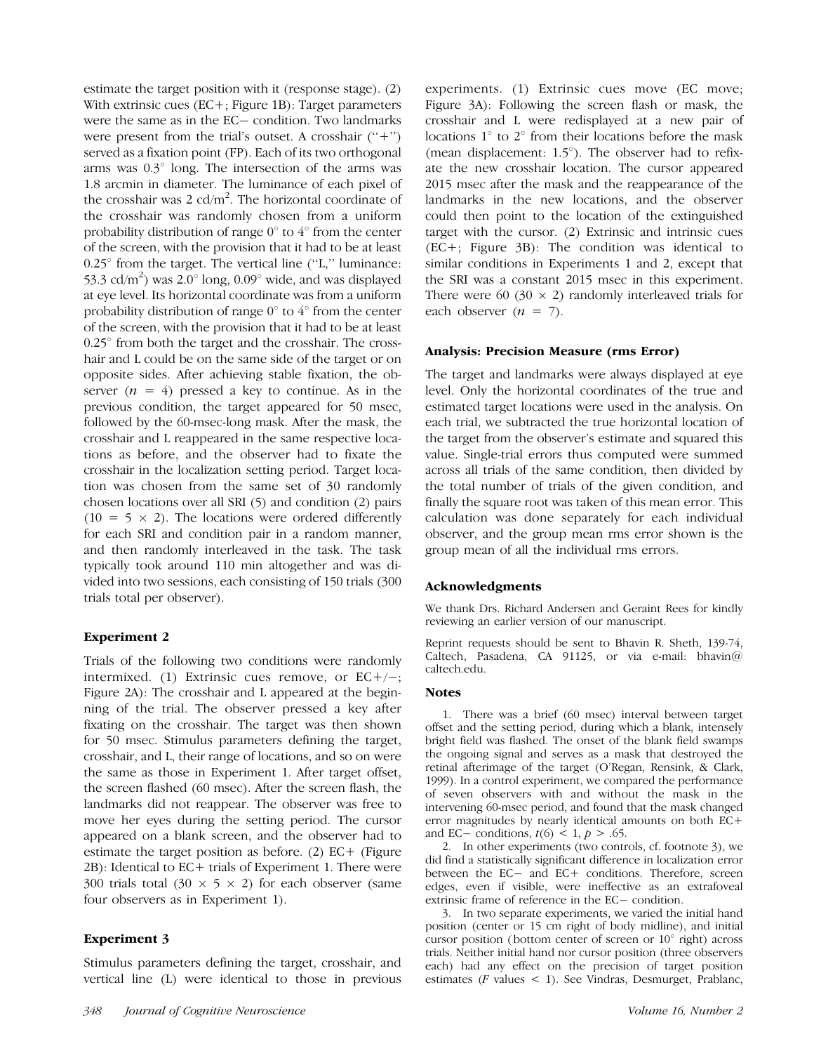estimate the target position with it (response stage). (2) With extrinsic cues (EC+; Figure 1B): Target parameters were the same as in the EC− condition. Two landmarks were present from the trial's outset. A crosshair ("+") served as a fixation point (FP). Each of its two orthogonal arms was 0.3° long. The intersection of the arms was 1.8 arcmin in diameter. The luminance of each pixel of the crosshair was 2 cd/m$^2$. The horizontal coordinate of the crosshair was randomly chosen from a uniform probability distribution of range 0° to 4° from the center of the screen, with the provision that it had to be at least 0.25° from the target. The vertical line ("L," luminance: 53.3 cd/m$^2$) was 2.0° long, 0.09° wide, and was displayed at eye level. Its horizontal coordinate was from a uniform probability distribution of range 0° to 4° from the center of the screen, with the provision that it had to be at least 0.25° from both the target and the crosshair. The crosshair and L could be on the same side of the target or on opposite sides. After achieving stable fixation, the observer ($n = 4$) pressed a key to continue. As in the previous condition, the target appeared for 50 msec, followed by the 60-msec-long mask. After the mask, the crosshair and L reappeared in the same respective locations as before, and the observer had to fixate the crosshair in the localization setting period. Target location was chosen from the same set of 30 randomly chosen locations over all SRI (5) and condition (2) pairs ($10 = 5 \times 2$). The locations were ordered differently for each SRI and condition pair in a random manner, and then randomly interleaved in the task. The task typically took around 110 min altogether and was divided into two sessions, each consisting of 150 trials (300 trials total per observer).

### Experiment 2

Trials of the following two conditions were randomly intermixed. (1) Extrinsic cues remove, or EC+/−; Figure 2A): The crosshair and L appeared at the beginning of the trial. The observer pressed a key after fixating on the crosshair. The target was then shown for 50 msec. Stimulus parameters defining the target, crosshair, and L, their range of locations, and so on were the same as those in Experiment 1. After target offset, the screen flashed (60 msec). After the screen flash, the landmarks did not reappear. The observer was free to move her eyes during the setting period. The cursor appeared on a blank screen, and the observer had to estimate the target position as before. (2) EC+ (Figure 2B): Identical to EC+ trials of Experiment 1. There were 300 trials total ($30 \times 5 \times 2$) for each observer (same four observers as in Experiment 1).

### Experiment 3

Stimulus parameters defining the target, crosshair, and vertical line (L) were identical to those in previous experiments. (1) Extrinsic cues move (EC move; Figure 3A): Following the screen flash or mask, the crosshair and L were redisplayed at a new pair of locations 1° to 2° from their locations before the mask (mean displacement: 1.5°). The observer had to refixate the new crosshair location. The cursor appeared 2015 msec after the mask and the reappearance of the landmarks in the new locations, and the observer could then point to the location of the extinguished target with the cursor. (2) Extrinsic and intrinsic cues (EC+; Figure 3B): The condition was identical to similar conditions in Experiments 1 and 2, except that the SRI was a constant 2015 msec in this experiment. There were 60 ($30 \times 2$) randomly interleaved trials for each observer ($n = 7$).

### Analysis: Precision Measure (rms Error)

The target and landmarks were always displayed at eye level. Only the horizontal coordinates of the true and estimated target locations were used in the analysis. On each trial, we subtracted the true horizontal location of the target from the observer's estimate and squared this value. Single-trial errors thus computed were summed across all trials of the same condition, then divided by the total number of trials of the given condition, and finally the square root was taken of this mean error. This calculation was done separately for each individual observer, and the group mean rms error shown is the group mean of all the individual rms errors.

### Acknowledgments

We thank Drs. Richard Andersen and Geraint Rees for kindly reviewing an earlier version of our manuscript.

Reprint requests should be sent to Bhavin R. Sheth, 139-74, Caltech, Pasadena, CA 91125, or via e-mail: bhavin@caltech.edu.

### Notes

1. There was a brief (60 msec) interval between target offset and the setting period, during which a blank, intensely bright field was flashed. The onset of the blank field swamps the ongoing signal and serves as a mask that destroyed the retinal afterimage of the target (O'Regan, Rensink, & Clark, 1999). In a control experiment, we compared the performance of seven observers with and without the mask in the intervening 60-msec period, and found that the mask changed error magnitudes by nearly identical amounts on both EC+ and EC− conditions, $t(6) < 1$, $p > .65$.

2. In other experiments (two controls, cf. footnote 3), we did find a statistically significant difference in localization error between the EC− and EC+ conditions. Therefore, screen edges, even if visible, were ineffective as an extrafoveal extrinsic frame of reference in the EC− condition.

3. In two separate experiments, we varied the initial hand position (center or 15 cm right of body midline), and initial cursor position (bottom center of screen or 10° right) across trials. Neither initial hand nor cursor position (three observers each) had any effect on the precision of target position estimates ($F$ values $< 1$). See Vindras, Desmurget, Prablanc,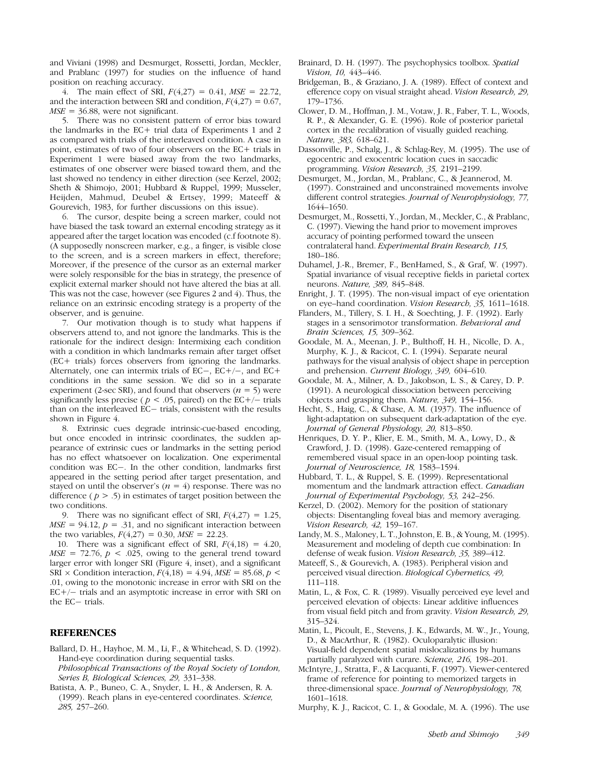and Viviani (1998) and Desmurget, Rossetti, Jordan, Meckler, and Prablanc (1997) for studies on the influence of hand position on reaching accuracy.

4. The main effect of SRI, $F(4,27) = 0.41$, $MSE = 22.72$, and the interaction between SRI and condition, $F(4,27) = 0.67$, $MSE = 36.88$, were not significant.

5. There was no consistent pattern of error bias toward the landmarks in the EC+ trial data of Experiments 1 and 2 as compared with trials of the interleaved condition. A case in point, estimates of two of four observers on the EC+ trials in Experiment 1 were biased away from the two landmarks, estimates of one observer were biased toward them, and the last showed no tendency in either direction (see Kerzel, 2002; Sheth & Shimojo, 2001; Hubbard & Ruppel, 1999; Musseler, Heijden, Mahmud, Deubel & Ertsey, 1999; Mateeff & Gourevich, 1983, for further discussions on this issue).

6. The cursor, despite being a screen marker, could not have biased the task toward an external encoding strategy as it appeared after the target location was encoded (c.f footnote 8). (A supposedly nonscreen marker, e.g., a finger, is visible close to the screen, and is a screen markers in effect, therefore; Moreover, if the presence of the cursor as an external marker were solely responsible for the bias in strategy, the presence of explicit external marker should not have altered the bias at all. This was not the case, however (see Figures 2 and 4). Thus, the reliance on an extrinsic encoding strategy is a property of the observer, and is genuine.

7. Our motivation though is to study what happens if observers attend to, and not ignore the landmarks. This is the rationale for the indirect design: Intermixing each condition with a condition in which landmarks remain after target offset (EC+ trials) forces observers from ignoring the landmarks. Alternately, one can intermix trials of EC−, EC+/−, and EC+ conditions in the same session. We did so in a separate experiment (2-sec SRI), and found that observers ($n = 5$) were significantly less precise ($p < .05$, paired) on the EC+/− trials than on the interleaved EC− trials, consistent with the results shown in Figure 4.

8. Extrinsic cues degrade intrinsic-cue-based encoding, but once encoded in intrinsic coordinates, the sudden appearance of extrinsic cues or landmarks in the setting period has no effect whatsoever on localization. One experimental condition was EC−. In the other condition, landmarks first appeared in the setting period after target presentation, and stayed on until the observer's ($n = 4$) response. There was no difference ($p > .5$) in estimates of target position between the two conditions.

9. There was no significant effect of SRI, $F(4,27) = 1.25$, $MSE = 94.12$, $p = .31$, and no significant interaction between the two variables, $F(4,27) = 0.30$, $MSE = 22.23$.

10. There was a significant effect of SRI, $F(4,18) = 4.20$, $MSE = 72.76$, $p < .025$, owing to the general trend toward larger error with longer SRI (Figure 4, inset), and a significant SRI × Condition interaction, $F(4,18) = 4.94$, $MSE = 85.68$, $p < .01$, owing to the monotonic increase in error with SRI on the EC+/− trials and an asymptotic increase in error with SRI on the EC− trials.

## REFERENCES

Ballard, D. H., Hayhoe, M. M., Li, F., & Whitehead, S. D. (1992). Hand-eye coordination during sequential tasks. *Philosophical Transactions of the Royal Society of London, Series B, Biological Sciences, 29,* 331–338.

Batista, A. P., Buneo, C. A., Snyder, L. H., & Andersen, R. A. (1999). Reach plans in eye-centered coordinates. *Science, 285,* 257–260.

Brainard, D. H. (1997). The psychophysics toolbox. *Spatial Vision, 10,* 443–446.

Bridgeman, B., & Graziano, J. A. (1989). Effect of context and efference copy on visual straight ahead. *Vision Research, 29,* 179–1736.

Clower, D. M., Hoffman, J. M., Votaw, J. R., Faber, T. L., Woods, R. P., & Alexander, G. E. (1996). Role of posterior parietal cortex in the recalibration of visually guided reaching. *Nature, 383,* 618–621.

Dassonville, P., Schalg, J., & Schlag-Rey, M. (1995). The use of egocentric and exocentric location cues in saccadic programming. *Vision Research, 35,* 2191–2199.

Desmurget, M., Jordan, M., Prablanc, C., & Jeannerod, M. (1997). Constrained and unconstrained movements involve different control strategies. *Journal of Neurophysiology, 77,* 1644–1650.

Desmurget, M., Rossetti, Y., Jordan, M., Meckler, C., & Prablanc, C. (1997). Viewing the hand prior to movement improves accuracy of pointing performed toward the unseen contralateral hand. *Experimental Brain Research, 115,* 180–186.

Duhamel, J.-R., Bremer, F., BenHamed, S., & Graf, W. (1997). Spatial invariance of visual receptive fields in parietal cortex neurons. *Nature, 389,* 845–848.

Enright, J. T. (1995). The non-visual impact of eye orientation on eye–hand coordination. *Vision Research, 35,* 1611–1618.

Flanders, M., Tillery, S. I. H., & Soechting, J. F. (1992). Early stages in a sensorimotor transformation. *Behavioral and Brain Sciences, 15,* 309–362.

Goodale, M. A., Meenan, J. P., Bulthoff, H. H., Nicolle, D. A., Murphy, K. J., & Racicot, C. I. (1994). Separate neural pathways for the visual analysis of object shape in perception and prehension. *Current Biology, 349,* 604–610.

Goodale, M. A., Milner, A. D., Jakobson, L. S., & Carey, D. P. (1991). A neurological dissociation between perceiving objects and grasping them. *Nature, 349,* 154–156.

Hecht, S., Haig, C., & Chase, A. M. (1937). The influence of light-adaptation on subsequent dark-adaptation of the eye. *Journal of General Physiology, 20,* 813–850.

Henriques, D. Y. P., Klier, E. M., Smith, M. A., Lowy, D., & Crawford, J. D. (1998). Gaze-centered remapping of remembered visual space in an open-loop pointing task. *Journal of Neuroscience, 18,* 1583–1594.

Hubbard, T. L., & Ruppel, S. E. (1999). Representational momentum and the landmark attraction effect. *Canadian Journal of Experimental Psychology, 53,* 242–256.

Kerzel, D. (2002). Memory for the position of stationary objects: Disentangling foveal bias and memory averaging. *Vision Research, 42,* 159–167.

Landy, M. S., Maloney, L. T., Johnston, E. B., & Young, M. (1995). Measurement and modeling of depth cue combination: In defense of weak fusion. *Vision Research, 35,* 389–412.

Mateeff, S., & Gourevich, A. (1983). Peripheral vision and perceived visual direction. *Biological Cybernetics, 49,* 111–118.

Matin, L., & Fox, C. R. (1989). Visually perceived eye level and perceived elevation of objects: Linear additive influences from visual field pitch and from gravity. *Vision Research, 29,* 315–324.

Matin, L., Picoult, E., Stevens, J. K., Edwards, M. W., Jr., Young, D., & MacArthur, R. (1982). Oculoparalytic illusion: Visual-field dependent spatial mislocalizations by humans partially paralyzed with curare. *Science, 216,* 198–201.

McIntyre, J., Stratta, F., & Lacquanti, F. (1997). Viewer-centered frame of reference for pointing to memorized targets in three-dimensional space. *Journal of Neurophysiology, 78,* 1601–1618.

Murphy, K. J., Racicot, C. I., & Goodale, M. A. (1996). The use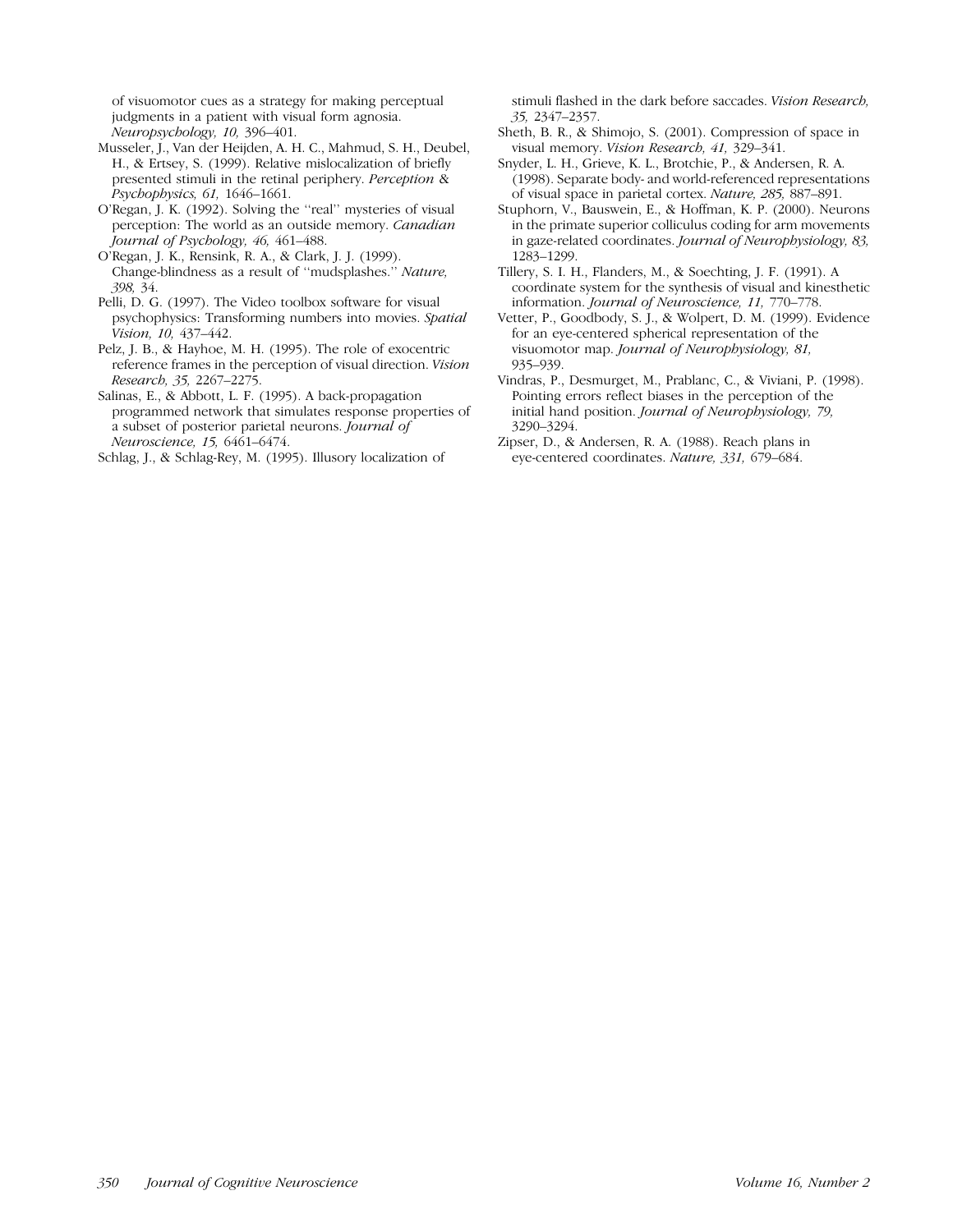of visuomotor cues as a strategy for making perceptual judgments in a patient with visual form agnosia. *Neuropsychology, 10,* 396–401.

Musseler, J., Van der Heijden, A. H. C., Mahmud, S. H., Deubel, H., & Ertsey, S. (1999). Relative mislocalization of briefly presented stimuli in the retinal periphery. *Perception & Psychophysics, 61,* 1646–1661.

O'Regan, J. K. (1992). Solving the ''real'' mysteries of visual perception: The world as an outside memory. *Canadian Journal of Psychology, 46,* 461–488.

O'Regan, J. K., Rensink, R. A., & Clark, J. J. (1999). Change-blindness as a result of ''mudsplashes.'' *Nature, 398,* 34.

Pelli, D. G. (1997). The Video toolbox software for visual psychophysics: Transforming numbers into movies. *Spatial Vision, 10,* 437–442.

Pelz, J. B., & Hayhoe, M. H. (1995). The role of exocentric reference frames in the perception of visual direction. *Vision Research, 35,* 2267–2275.

Salinas, E., & Abbott, L. F. (1995). A back-propagation programmed network that simulates response properties of a subset of posterior parietal neurons. *Journal of Neuroscience, 15,* 6461–6474.

Schlag, J., & Schlag-Rey, M. (1995). Illusory localization of stimuli flashed in the dark before saccades. *Vision Research, 35,* 2347–2357.

Sheth, B. R., & Shimojo, S. (2001). Compression of space in visual memory. *Vision Research, 41,* 329–341.

Snyder, L. H., Grieve, K. L., Brotchie, P., & Andersen, R. A. (1998). Separate body- and world-referenced representations of visual space in parietal cortex. *Nature, 285,* 887–891.

Stuphorn, V., Bauswein, E., & Hoffman, K. P. (2000). Neurons in the primate superior colliculus coding for arm movements in gaze-related coordinates. *Journal of Neurophysiology, 83,* 1283–1299.

Tillery, S. I. H., Flanders, M., & Soechting, J. F. (1991). A coordinate system for the synthesis of visual and kinesthetic information. *Journal of Neuroscience, 11,* 770–778.

Vetter, P., Goodbody, S. J., & Wolpert, D. M. (1999). Evidence for an eye-centered spherical representation of the visuomotor map. *Journal of Neurophysiology, 81,* 935–939.

Vindras, P., Desmurget, M., Prablanc, C., & Viviani, P. (1998). Pointing errors reflect biases in the perception of the initial hand position. *Journal of Neurophysiology, 79,* 3290–3294.

Zipser, D., & Andersen, R. A. (1988). Reach plans in eye-centered coordinates. *Nature, 331,* 679–684.